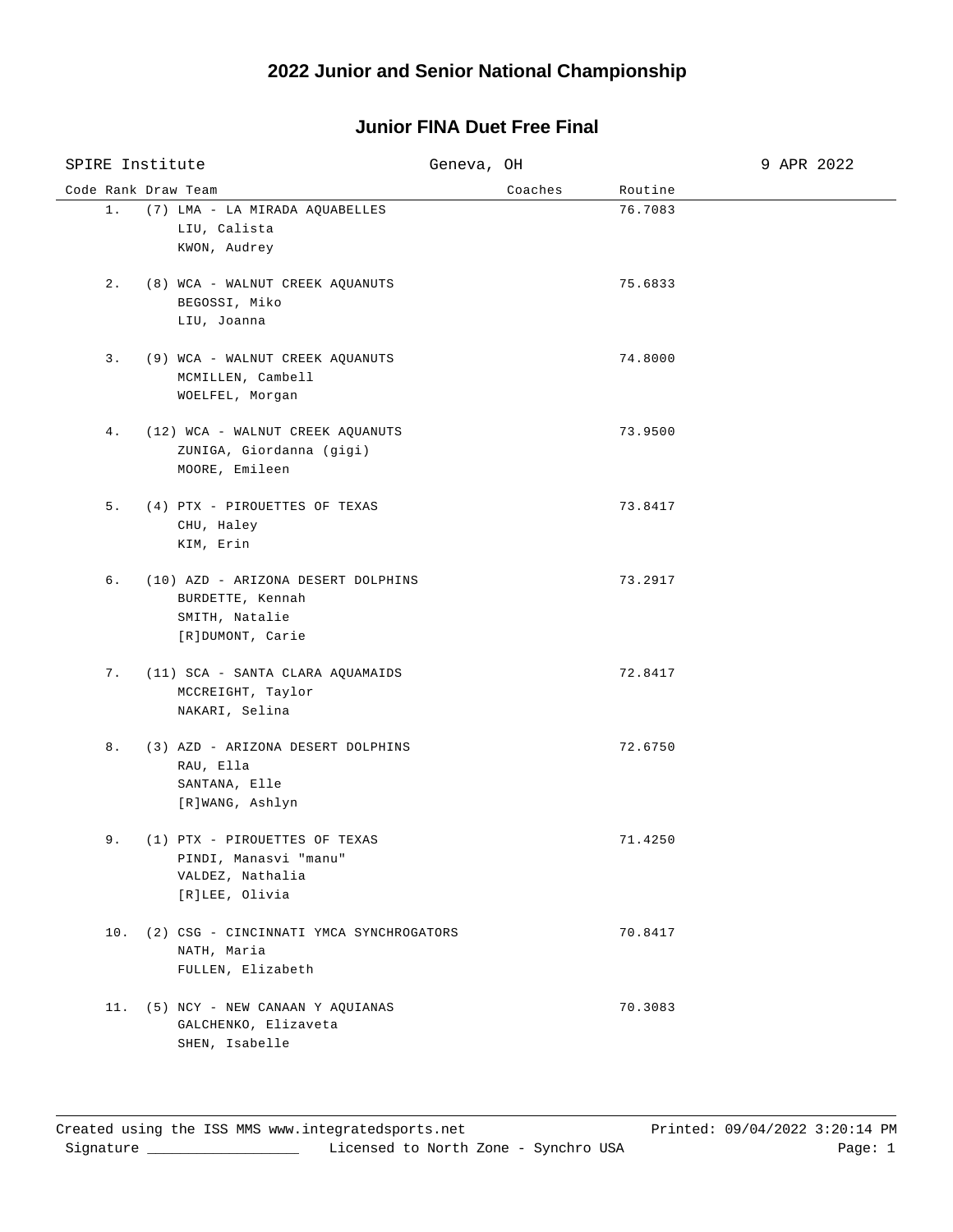# 2022 Junior and Senior National Championship

## Junior FINA Duet Free Final

SPIRE Institute — Geneva, OH — 9 APR 2022

| Code | Rank | Draw | Team | Coaches | Routine |
|---|---|---|---|---|---|
| | 1. | (7) | LMA - LA MIRADA AQUABELLES<br>LIU, Calista<br>KWON, Audrey | | 76.7083 |
| | 2. | (8) | WCA - WALNUT CREEK AQUANUTS<br>BEGOSSI, Miko<br>LIU, Joanna | | 75.6833 |
| | 3. | (9) | WCA - WALNUT CREEK AQUANUTS<br>MCMILLEN, Cambell<br>WOELFEL, Morgan | | 74.8000 |
| | 4. | (12) | WCA - WALNUT CREEK AQUANUTS<br>ZUNIGA, Giordanna (gigi)<br>MOORE, Emileen | | 73.9500 |
| | 5. | (4) | PTX - PIROUETTES OF TEXAS<br>CHU, Haley<br>KIM, Erin | | 73.8417 |
| | 6. | (10) | AZD - ARIZONA DESERT DOLPHINS<br>BURDETTE, Kennah<br>SMITH, Natalie<br>[R]DUMONT, Carie | | 73.2917 |
| | 7. | (11) | SCA - SANTA CLARA AQUAMAIDS<br>MCCREIGHT, Taylor<br>NAKARI, Selina | | 72.8417 |
| | 8. | (3) | AZD - ARIZONA DESERT DOLPHINS<br>RAU, Ella<br>SANTANA, Elle<br>[R]WANG, Ashlyn | | 72.6750 |
| | 9. | (1) | PTX - PIROUETTES OF TEXAS<br>PINDI, Manasvi "manu"<br>VALDEZ, Nathalia<br>[R]LEE, Olivia | | 71.4250 |
| | 10. | (2) | CSG - CINCINNATI YMCA SYNCHROGATORS<br>NATH, Maria<br>FULLEN, Elizabeth | | 70.8417 |
| | 11. | (5) | NCY - NEW CANAAN Y AQUIANAS<br>GALCHENKO, Elizaveta<br>SHEN, Isabelle | | 70.3083 |

Created using the ISS MMS www.integratedsports.net — Printed: 09/04/2022 3:20:14 PM

Signature ___________________ Licensed to North Zone - Synchro USA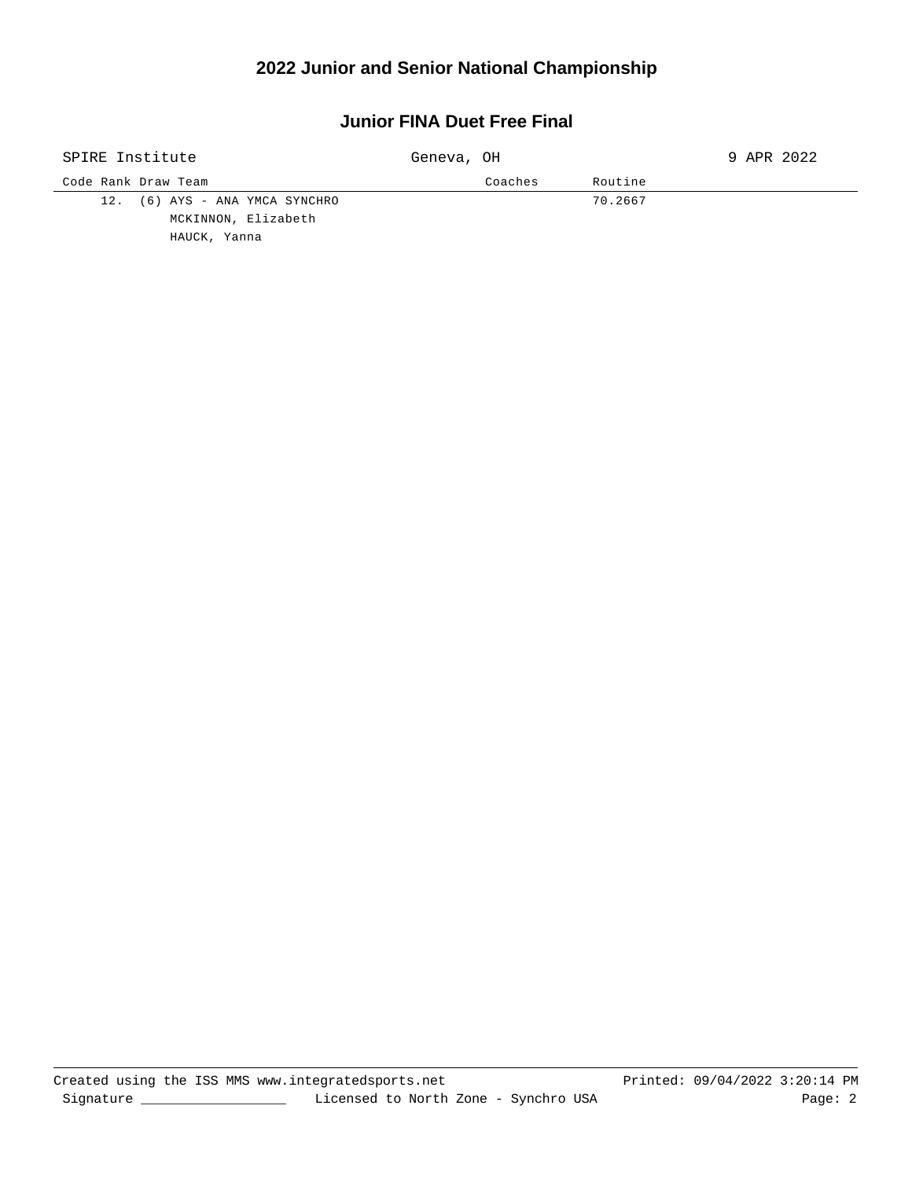## 2022 Junior and Senior National Championship

### Junior FINA Duet Free Final

SPIRE Institute — Geneva, OH — 9 APR 2022

| Code | Rank | Draw | Team | Coaches | Routine |
|---|---|---|---|---|---|
| | 12. | (6) | AYS - ANA YMCA SYNCHRO<br>MCKINNON, Elizabeth<br>HAUCK, Yanna | | 70.2667 |

Created using the ISS MMS www.integratedsports.net — Printed: 09/04/2022 3:20:14 PM

Signature ___________________ Licensed to North Zone - Synchro USA